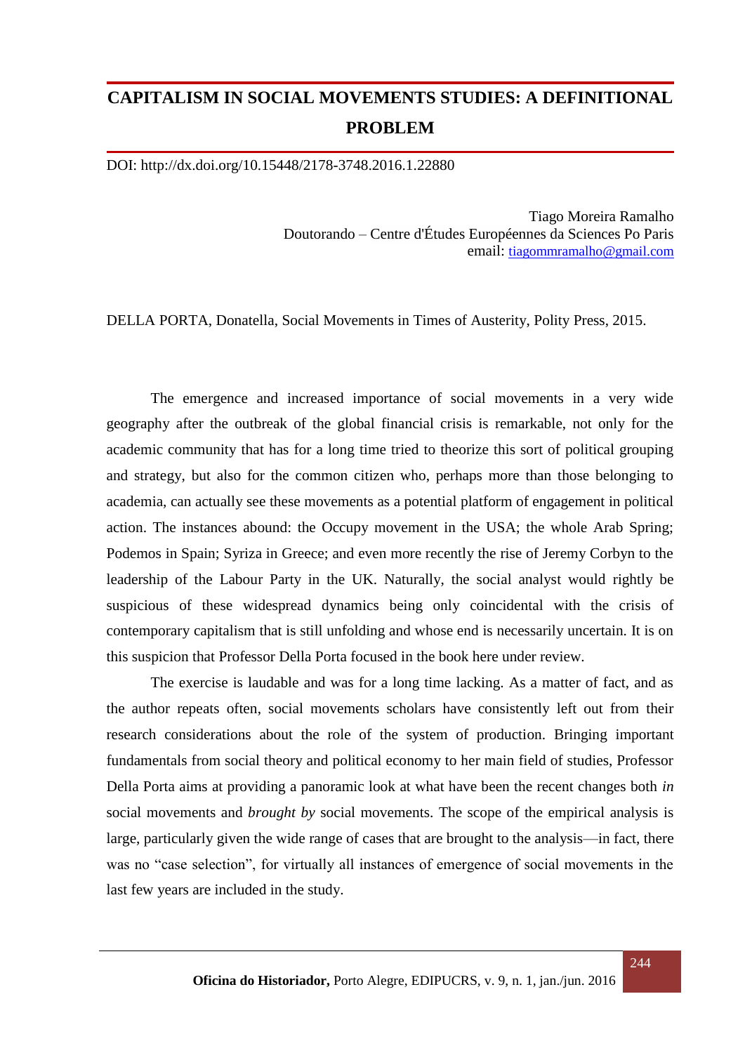# CAPITALISM IN SOCIAL MOVEMENTS STUDIES: A DEFINITIONAL PROBLEM

DOI: http://dx.doi.org/10.15448/2178-3748.2016.1.22880

Tiago Moreira Ramalho
Doutorando – Centre d'Études Européennes da Sciences Po Paris
email: tiagommramalho@gmail.com

DELLA PORTA, Donatella, Social Movements in Times of Austerity, Polity Press, 2015.

The emergence and increased importance of social movements in a very wide geography after the outbreak of the global financial crisis is remarkable, not only for the academic community that has for a long time tried to theorize this sort of political grouping and strategy, but also for the common citizen who, perhaps more than those belonging to academia, can actually see these movements as a potential platform of engagement in political action. The instances abound: the Occupy movement in the USA; the whole Arab Spring; Podemos in Spain; Syriza in Greece; and even more recently the rise of Jeremy Corbyn to the leadership of the Labour Party in the UK. Naturally, the social analyst would rightly be suspicious of these widespread dynamics being only coincidental with the crisis of contemporary capitalism that is still unfolding and whose end is necessarily uncertain. It is on this suspicion that Professor Della Porta focused in the book here under review.

The exercise is laudable and was for a long time lacking. As a matter of fact, and as the author repeats often, social movements scholars have consistently left out from their research considerations about the role of the system of production. Bringing important fundamentals from social theory and political economy to her main field of studies, Professor Della Porta aims at providing a panoramic look at what have been the recent changes both *in* social movements and *brought by* social movements. The scope of the empirical analysis is large, particularly given the wide range of cases that are brought to the analysis—in fact, there was no "case selection", for virtually all instances of emergence of social movements in the last few years are included in the study.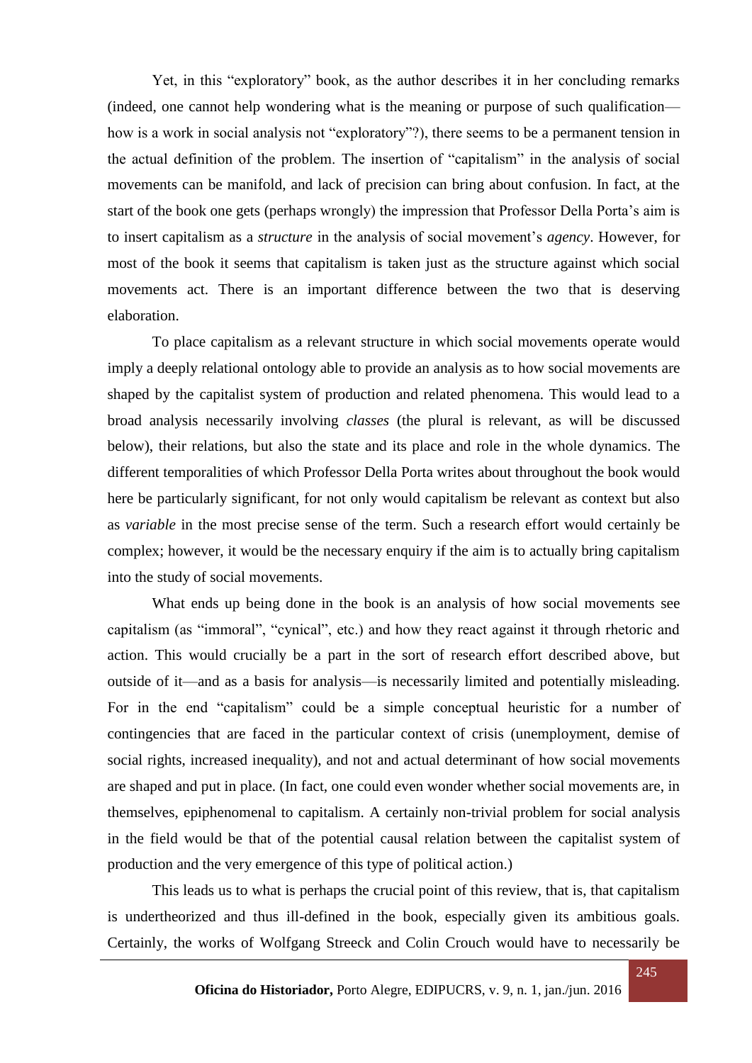Yet, in this "exploratory" book, as the author describes it in her concluding remarks (indeed, one cannot help wondering what is the meaning or purpose of such qualification—how is a work in social analysis not "exploratory"?), there seems to be a permanent tension in the actual definition of the problem. The insertion of "capitalism" in the analysis of social movements can be manifold, and lack of precision can bring about confusion. In fact, at the start of the book one gets (perhaps wrongly) the impression that Professor Della Porta's aim is to insert capitalism as a *structure* in the analysis of social movement's *agency*. However, for most of the book it seems that capitalism is taken just as the structure against which social movements act. There is an important difference between the two that is deserving elaboration.

To place capitalism as a relevant structure in which social movements operate would imply a deeply relational ontology able to provide an analysis as to how social movements are shaped by the capitalist system of production and related phenomena. This would lead to a broad analysis necessarily involving *classes* (the plural is relevant, as will be discussed below), their relations, but also the state and its place and role in the whole dynamics. The different temporalities of which Professor Della Porta writes about throughout the book would here be particularly significant, for not only would capitalism be relevant as context but also as *variable* in the most precise sense of the term. Such a research effort would certainly be complex; however, it would be the necessary enquiry if the aim is to actually bring capitalism into the study of social movements.

What ends up being done in the book is an analysis of how social movements see capitalism (as "immoral", "cynical", etc.) and how they react against it through rhetoric and action. This would crucially be a part in the sort of research effort described above, but outside of it—and as a basis for analysis—is necessarily limited and potentially misleading. For in the end "capitalism" could be a simple conceptual heuristic for a number of contingencies that are faced in the particular context of crisis (unemployment, demise of social rights, increased inequality), and not and actual determinant of how social movements are shaped and put in place. (In fact, one could even wonder whether social movements are, in themselves, epiphenomenal to capitalism. A certainly non-trivial problem for social analysis in the field would be that of the potential causal relation between the capitalist system of production and the very emergence of this type of political action.)

This leads us to what is perhaps the crucial point of this review, that is, that capitalism is undertheorized and thus ill-defined in the book, especially given its ambitious goals. Certainly, the works of Wolfgang Streeck and Colin Crouch would have to necessarily be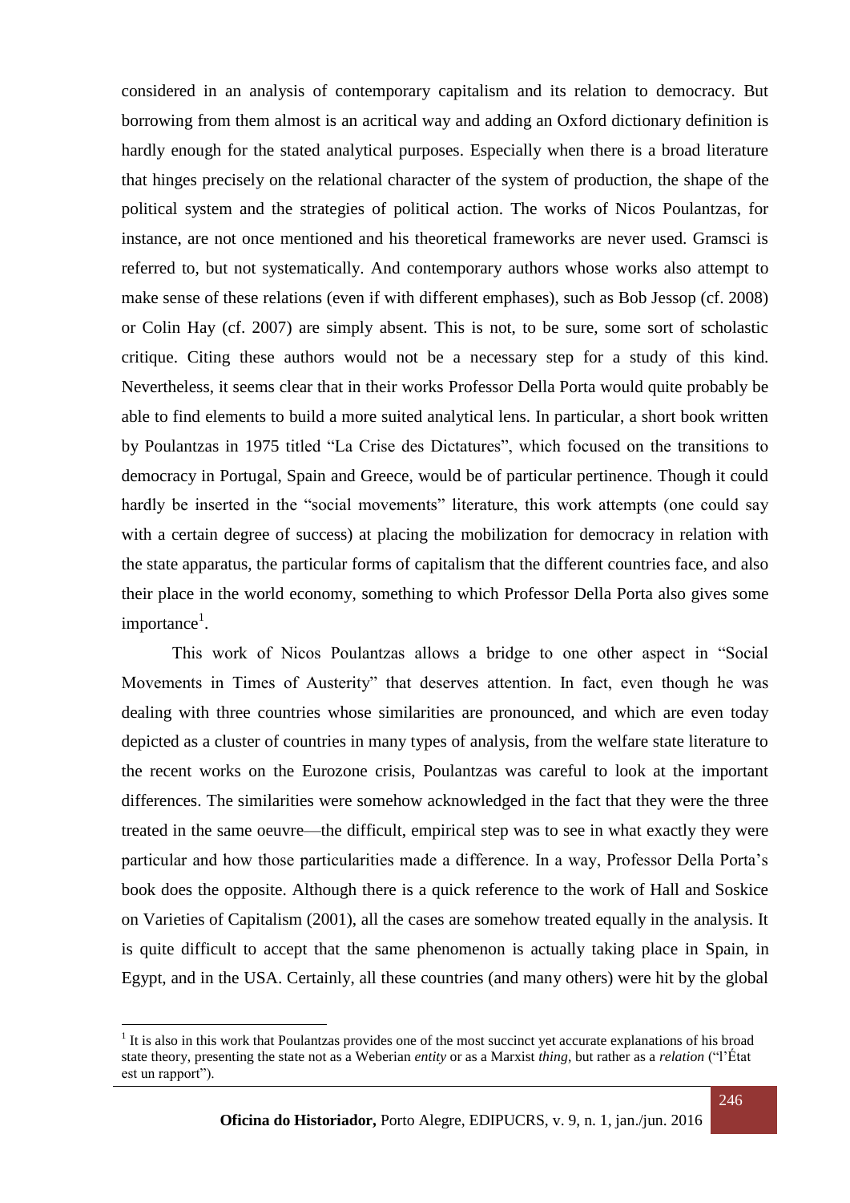considered in an analysis of contemporary capitalism and its relation to democracy. But borrowing from them almost is an acritical way and adding an Oxford dictionary definition is hardly enough for the stated analytical purposes. Especially when there is a broad literature that hinges precisely on the relational character of the system of production, the shape of the political system and the strategies of political action. The works of Nicos Poulantzas, for instance, are not once mentioned and his theoretical frameworks are never used. Gramsci is referred to, but not systematically. And contemporary authors whose works also attempt to make sense of these relations (even if with different emphases), such as Bob Jessop (cf. 2008) or Colin Hay (cf. 2007) are simply absent. This is not, to be sure, some sort of scholastic critique. Citing these authors would not be a necessary step for a study of this kind. Nevertheless, it seems clear that in their works Professor Della Porta would quite probably be able to find elements to build a more suited analytical lens. In particular, a short book written by Poulantzas in 1975 titled "La Crise des Dictatures", which focused on the transitions to democracy in Portugal, Spain and Greece, would be of particular pertinence. Though it could hardly be inserted in the "social movements" literature, this work attempts (one could say with a certain degree of success) at placing the mobilization for democracy in relation with the state apparatus, the particular forms of capitalism that the different countries face, and also their place in the world economy, something to which Professor Della Porta also gives some importance[1].

This work of Nicos Poulantzas allows a bridge to one other aspect in "Social Movements in Times of Austerity" that deserves attention. In fact, even though he was dealing with three countries whose similarities are pronounced, and which are even today depicted as a cluster of countries in many types of analysis, from the welfare state literature to the recent works on the Eurozone crisis, Poulantzas was careful to look at the important differences. The similarities were somehow acknowledged in the fact that they were the three treated in the same oeuvre—the difficult, empirical step was to see in what exactly they were particular and how those particularities made a difference. In a way, Professor Della Porta's book does the opposite. Although there is a quick reference to the work of Hall and Soskice on Varieties of Capitalism (2001), all the cases are somehow treated equally in the analysis. It is quite difficult to accept that the same phenomenon is actually taking place in Spain, in Egypt, and in the USA. Certainly, all these countries (and many others) were hit by the global

[1] It is also in this work that Poulantzas provides one of the most succinct yet accurate explanations of his broad state theory, presenting the state not as a Weberian *entity* or as a Marxist *thing*, but rather as a *relation* ("l'État est un rapport").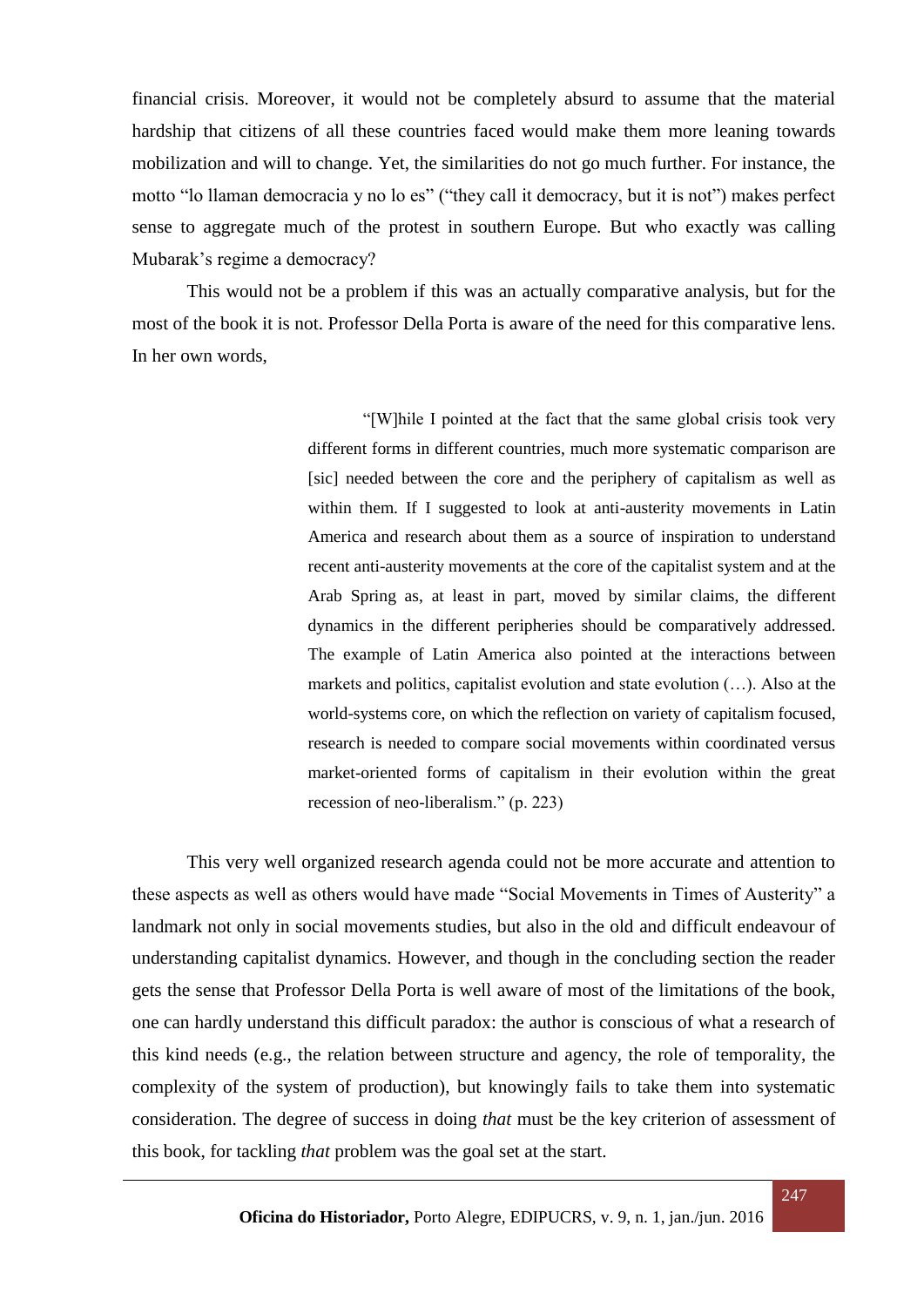financial crisis. Moreover, it would not be completely absurd to assume that the material hardship that citizens of all these countries faced would make them more leaning towards mobilization and will to change. Yet, the similarities do not go much further. For instance, the motto "lo llaman democracia y no lo es" ("they call it democracy, but it is not") makes perfect sense to aggregate much of the protest in southern Europe. But who exactly was calling Mubarak's regime a democracy?

This would not be a problem if this was an actually comparative analysis, but for the most of the book it is not. Professor Della Porta is aware of the need for this comparative lens. In her own words,

> "[W]hile I pointed at the fact that the same global crisis took very different forms in different countries, much more systematic comparison are [sic] needed between the core and the periphery of capitalism as well as within them. If I suggested to look at anti-austerity movements in Latin America and research about them as a source of inspiration to understand recent anti-austerity movements at the core of the capitalist system and at the Arab Spring as, at least in part, moved by similar claims, the different dynamics in the different peripheries should be comparatively addressed. The example of Latin America also pointed at the interactions between markets and politics, capitalist evolution and state evolution (…). Also at the world-systems core, on which the reflection on variety of capitalism focused, research is needed to compare social movements within coordinated versus market-oriented forms of capitalism in their evolution within the great recession of neo-liberalism." (p. 223)

This very well organized research agenda could not be more accurate and attention to these aspects as well as others would have made "Social Movements in Times of Austerity" a landmark not only in social movements studies, but also in the old and difficult endeavour of understanding capitalist dynamics. However, and though in the concluding section the reader gets the sense that Professor Della Porta is well aware of most of the limitations of the book, one can hardly understand this difficult paradox: the author is conscious of what a research of this kind needs (e.g., the relation between structure and agency, the role of temporality, the complexity of the system of production), but knowingly fails to take them into systematic consideration. The degree of success in doing *that* must be the key criterion of assessment of this book, for tackling *that* problem was the goal set at the start.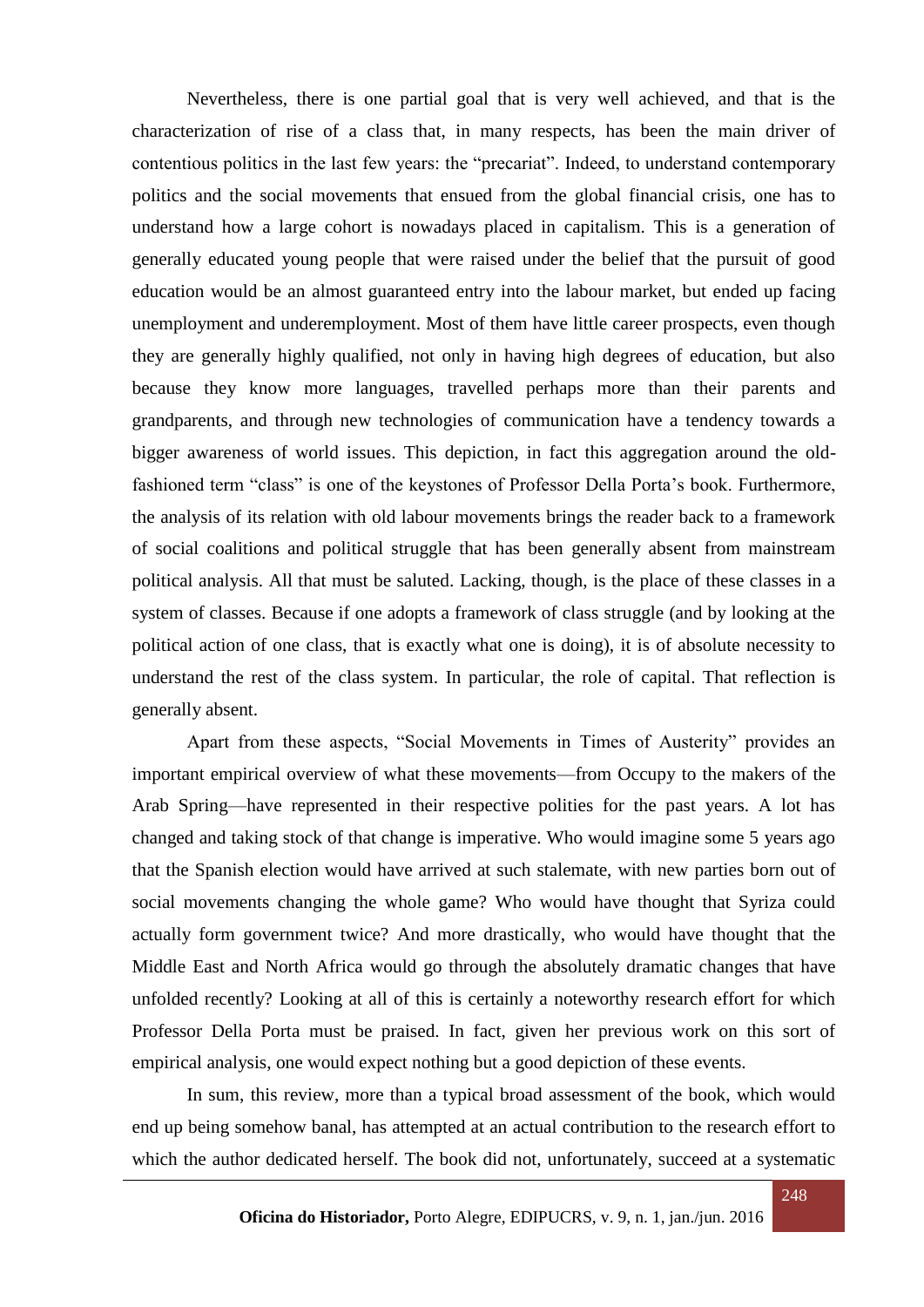Nevertheless, there is one partial goal that is very well achieved, and that is the characterization of rise of a class that, in many respects, has been the main driver of contentious politics in the last few years: the "precariat". Indeed, to understand contemporary politics and the social movements that ensued from the global financial crisis, one has to understand how a large cohort is nowadays placed in capitalism. This is a generation of generally educated young people that were raised under the belief that the pursuit of good education would be an almost guaranteed entry into the labour market, but ended up facing unemployment and underemployment. Most of them have little career prospects, even though they are generally highly qualified, not only in having high degrees of education, but also because they know more languages, travelled perhaps more than their parents and grandparents, and through new technologies of communication have a tendency towards a bigger awareness of world issues. This depiction, in fact this aggregation around the old-fashioned term "class" is one of the keystones of Professor Della Porta's book. Furthermore, the analysis of its relation with old labour movements brings the reader back to a framework of social coalitions and political struggle that has been generally absent from mainstream political analysis. All that must be saluted. Lacking, though, is the place of these classes in a system of classes. Because if one adopts a framework of class struggle (and by looking at the political action of one class, that is exactly what one is doing), it is of absolute necessity to understand the rest of the class system. In particular, the role of capital. That reflection is generally absent.

Apart from these aspects, "Social Movements in Times of Austerity" provides an important empirical overview of what these movements—from Occupy to the makers of the Arab Spring—have represented in their respective polities for the past years. A lot has changed and taking stock of that change is imperative. Who would imagine some 5 years ago that the Spanish election would have arrived at such stalemate, with new parties born out of social movements changing the whole game? Who would have thought that Syriza could actually form government twice? And more drastically, who would have thought that the Middle East and North Africa would go through the absolutely dramatic changes that have unfolded recently? Looking at all of this is certainly a noteworthy research effort for which Professor Della Porta must be praised. In fact, given her previous work on this sort of empirical analysis, one would expect nothing but a good depiction of these events.

In sum, this review, more than a typical broad assessment of the book, which would end up being somehow banal, has attempted at an actual contribution to the research effort to which the author dedicated herself. The book did not, unfortunately, succeed at a systematic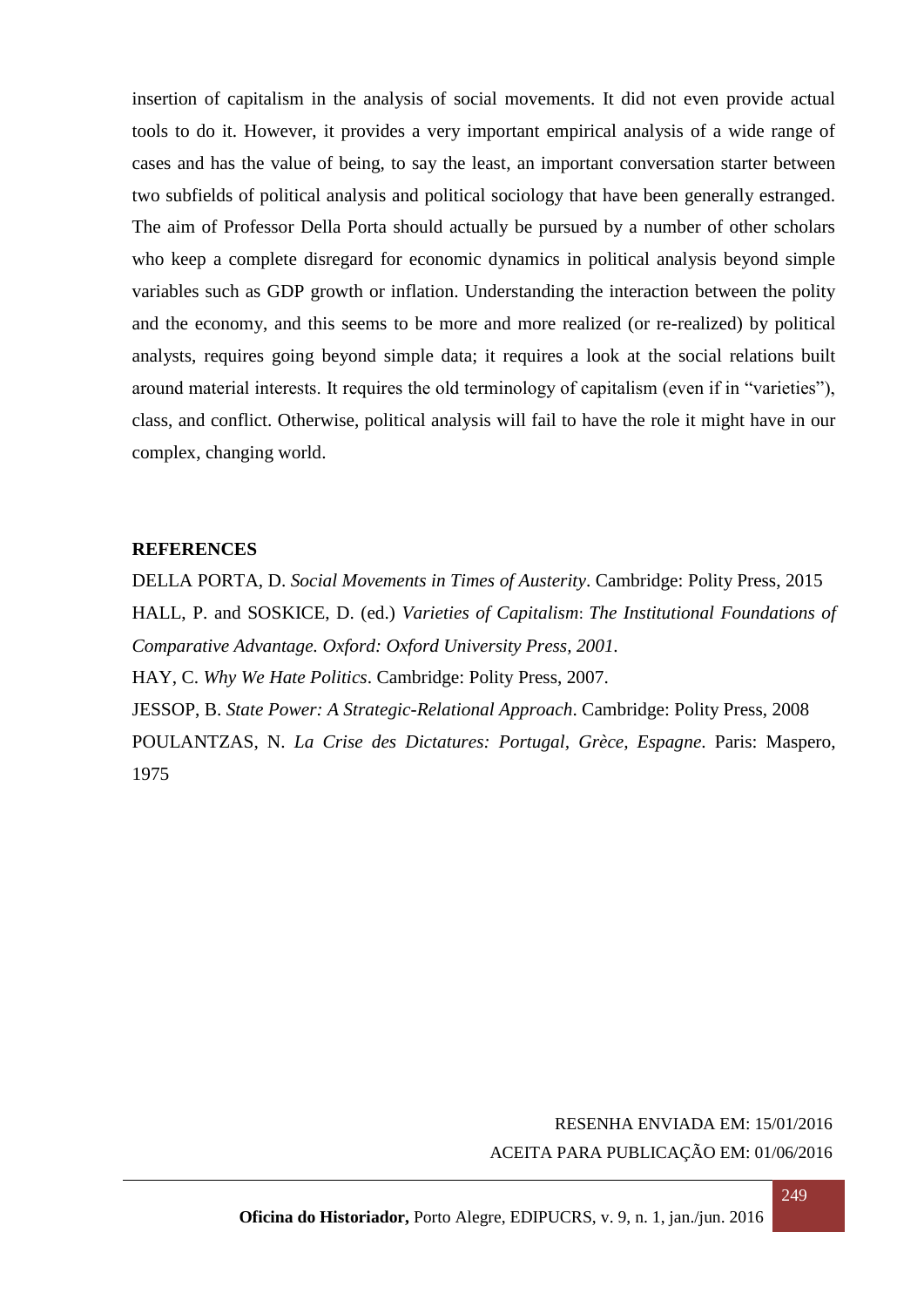insertion of capitalism in the analysis of social movements. It did not even provide actual tools to do it. However, it provides a very important empirical analysis of a wide range of cases and has the value of being, to say the least, an important conversation starter between two subfields of political analysis and political sociology that have been generally estranged. The aim of Professor Della Porta should actually be pursued by a number of other scholars who keep a complete disregard for economic dynamics in political analysis beyond simple variables such as GDP growth or inflation. Understanding the interaction between the polity and the economy, and this seems to be more and more realized (or re-realized) by political analysts, requires going beyond simple data; it requires a look at the social relations built around material interests. It requires the old terminology of capitalism (even if in "varieties"), class, and conflict. Otherwise, political analysis will fail to have the role it might have in our complex, changing world.

## REFERENCES

DELLA PORTA, D. *Social Movements in Times of Austerity*. Cambridge: Polity Press, 2015

HALL, P. and SOSKICE, D. (ed.) *Varieties of Capitalism*: *The Institutional Foundations of Comparative Advantage. Oxford: Oxford University Press, 2001.*

HAY, C. *Why We Hate Politics*. Cambridge: Polity Press, 2007.

JESSOP, B. *State Power: A Strategic-Relational Approach*. Cambridge: Polity Press, 2008

POULANTZAS, N. *La Crise des Dictatures: Portugal, Grèce, Espagne*. Paris: Maspero, 1975

RESENHA ENVIADA EM: 15/01/2016

ACEITA PARA PUBLICAÇÃO EM: 01/06/2016